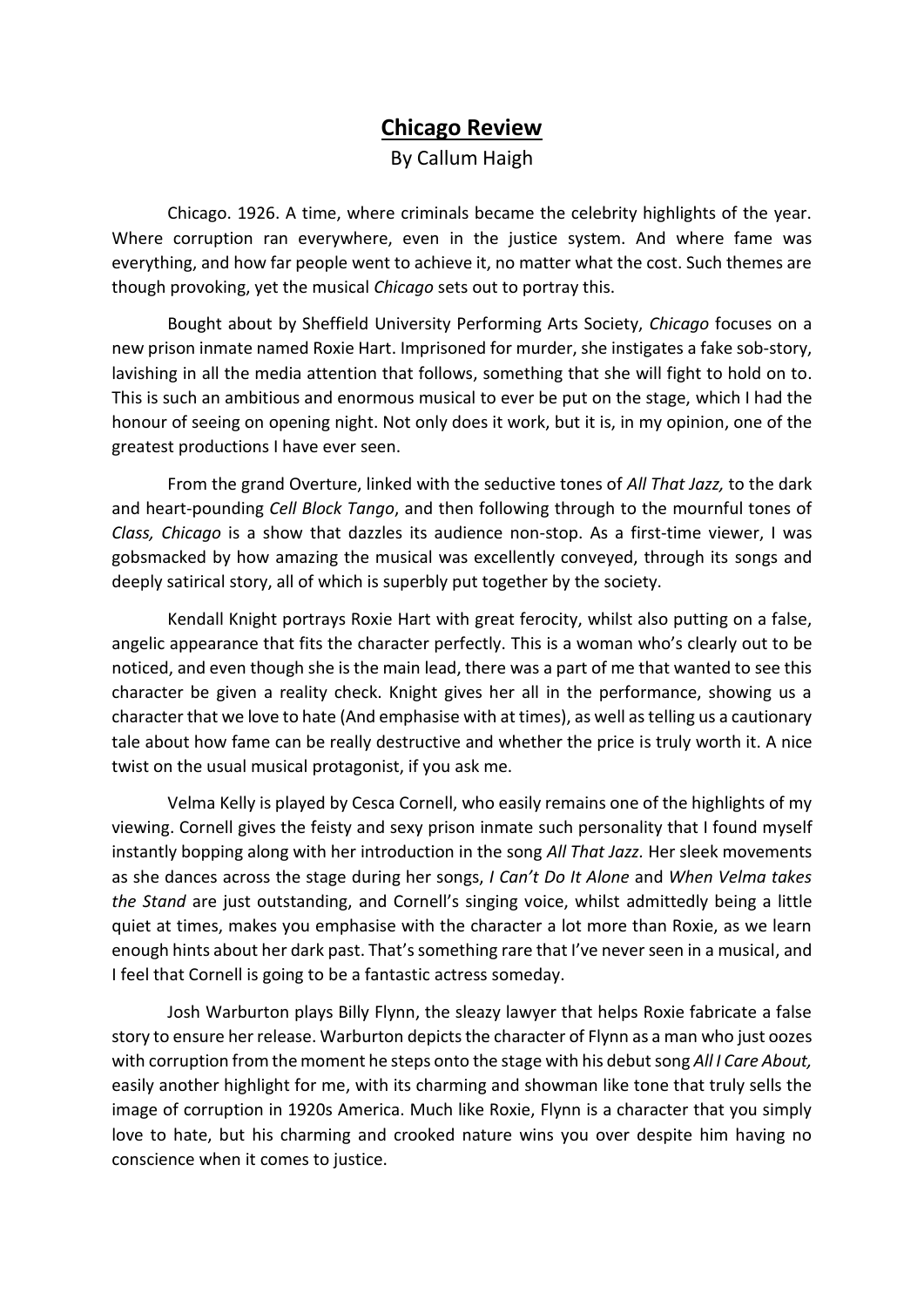# Chicago Review

By Callum Haigh

Chicago. 1926. A time, where criminals became the celebrity highlights of the year. Where corruption ran everywhere, even in the justice system. And where fame was everything, and how far people went to achieve it, no matter what the cost. Such themes are though provoking, yet the musical *Chicago* sets out to portray this.

Bought about by Sheffield University Performing Arts Society, *Chicago* focuses on a new prison inmate named Roxie Hart. Imprisoned for murder, she instigates a fake sob-story, lavishing in all the media attention that follows, something that she will fight to hold on to. This is such an ambitious and enormous musical to ever be put on the stage, which I had the honour of seeing on opening night. Not only does it work, but it is, in my opinion, one of the greatest productions I have ever seen.

From the grand Overture, linked with the seductive tones of *All That Jazz,* to the dark and heart-pounding *Cell Block Tango*, and then following through to the mournful tones of *Class, Chicago* is a show that dazzles its audience non-stop. As a first-time viewer, I was gobsmacked by how amazing the musical was excellently conveyed, through its songs and deeply satirical story, all of which is superbly put together by the society.

Kendall Knight portrays Roxie Hart with great ferocity, whilst also putting on a false, angelic appearance that fits the character perfectly. This is a woman who's clearly out to be noticed, and even though she is the main lead, there was a part of me that wanted to see this character be given a reality check. Knight gives her all in the performance, showing us a character that we love to hate (And emphasise with at times), as well as telling us a cautionary tale about how fame can be really destructive and whether the price is truly worth it. A nice twist on the usual musical protagonist, if you ask me.

Velma Kelly is played by Cesca Cornell, who easily remains one of the highlights of my viewing. Cornell gives the feisty and sexy prison inmate such personality that I found myself instantly bopping along with her introduction in the song *All That Jazz.* Her sleek movements as she dances across the stage during her songs, *I Can't Do It Alone* and *When Velma takes the Stand* are just outstanding, and Cornell's singing voice, whilst admittedly being a little quiet at times, makes you emphasise with the character a lot more than Roxie, as we learn enough hints about her dark past. That's something rare that I've never seen in a musical, and I feel that Cornell is going to be a fantastic actress someday.

Josh Warburton plays Billy Flynn, the sleazy lawyer that helps Roxie fabricate a false story to ensure her release. Warburton depicts the character of Flynn as a man who just oozes with corruption from the moment he steps onto the stage with his debut song *All I Care About,* easily another highlight for me, with its charming and showman like tone that truly sells the image of corruption in 1920s America. Much like Roxie, Flynn is a character that you simply love to hate, but his charming and crooked nature wins you over despite him having no conscience when it comes to justice.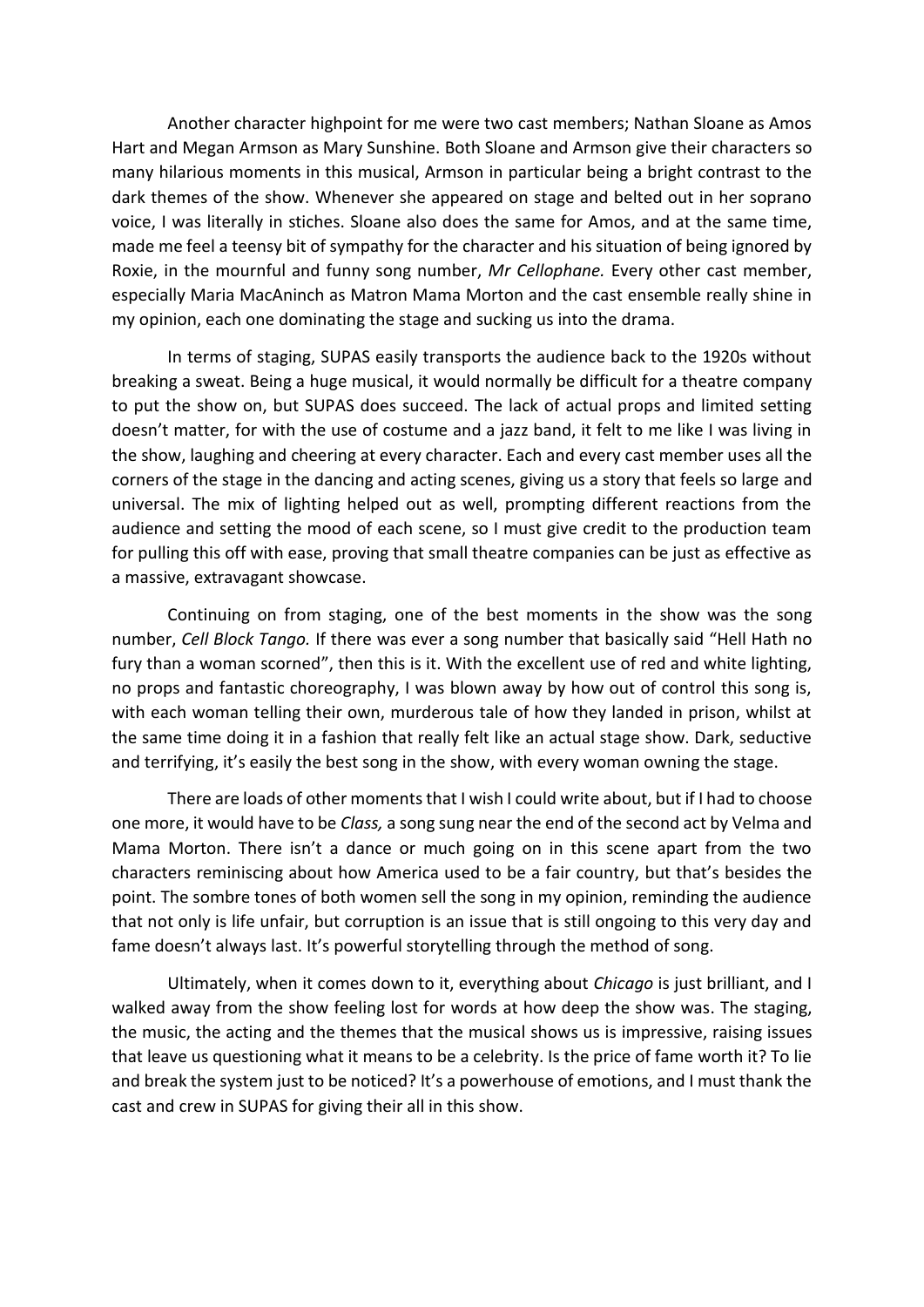Another character highpoint for me were two cast members; Nathan Sloane as Amos Hart and Megan Armson as Mary Sunshine. Both Sloane and Armson give their characters so many hilarious moments in this musical, Armson in particular being a bright contrast to the dark themes of the show. Whenever she appeared on stage and belted out in her soprano voice, I was literally in stiches. Sloane also does the same for Amos, and at the same time, made me feel a teensy bit of sympathy for the character and his situation of being ignored by Roxie, in the mournful and funny song number, *Mr Cellophane.* Every other cast member, especially Maria MacAninch as Matron Mama Morton and the cast ensemble really shine in my opinion, each one dominating the stage and sucking us into the drama.

In terms of staging, SUPAS easily transports the audience back to the 1920s without breaking a sweat. Being a huge musical, it would normally be difficult for a theatre company to put the show on, but SUPAS does succeed. The lack of actual props and limited setting doesn't matter, for with the use of costume and a jazz band, it felt to me like I was living in the show, laughing and cheering at every character. Each and every cast member uses all the corners of the stage in the dancing and acting scenes, giving us a story that feels so large and universal. The mix of lighting helped out as well, prompting different reactions from the audience and setting the mood of each scene, so I must give credit to the production team for pulling this off with ease, proving that small theatre companies can be just as effective as a massive, extravagant showcase.

Continuing on from staging, one of the best moments in the show was the song number, *Cell Block Tango.* If there was ever a song number that basically said "Hell Hath no fury than a woman scorned", then this is it. With the excellent use of red and white lighting, no props and fantastic choreography, I was blown away by how out of control this song is, with each woman telling their own, murderous tale of how they landed in prison, whilst at the same time doing it in a fashion that really felt like an actual stage show. Dark, seductive and terrifying, it's easily the best song in the show, with every woman owning the stage.

There are loads of other moments that I wish I could write about, but if I had to choose one more, it would have to be *Class,* a song sung near the end of the second act by Velma and Mama Morton. There isn't a dance or much going on in this scene apart from the two characters reminiscing about how America used to be a fair country, but that's besides the point. The sombre tones of both women sell the song in my opinion, reminding the audience that not only is life unfair, but corruption is an issue that is still ongoing to this very day and fame doesn't always last. It's powerful storytelling through the method of song.

Ultimately, when it comes down to it, everything about *Chicago* is just brilliant, and I walked away from the show feeling lost for words at how deep the show was. The staging, the music, the acting and the themes that the musical shows us is impressive, raising issues that leave us questioning what it means to be a celebrity. Is the price of fame worth it? To lie and break the system just to be noticed? It's a powerhouse of emotions, and I must thank the cast and crew in SUPAS for giving their all in this show.